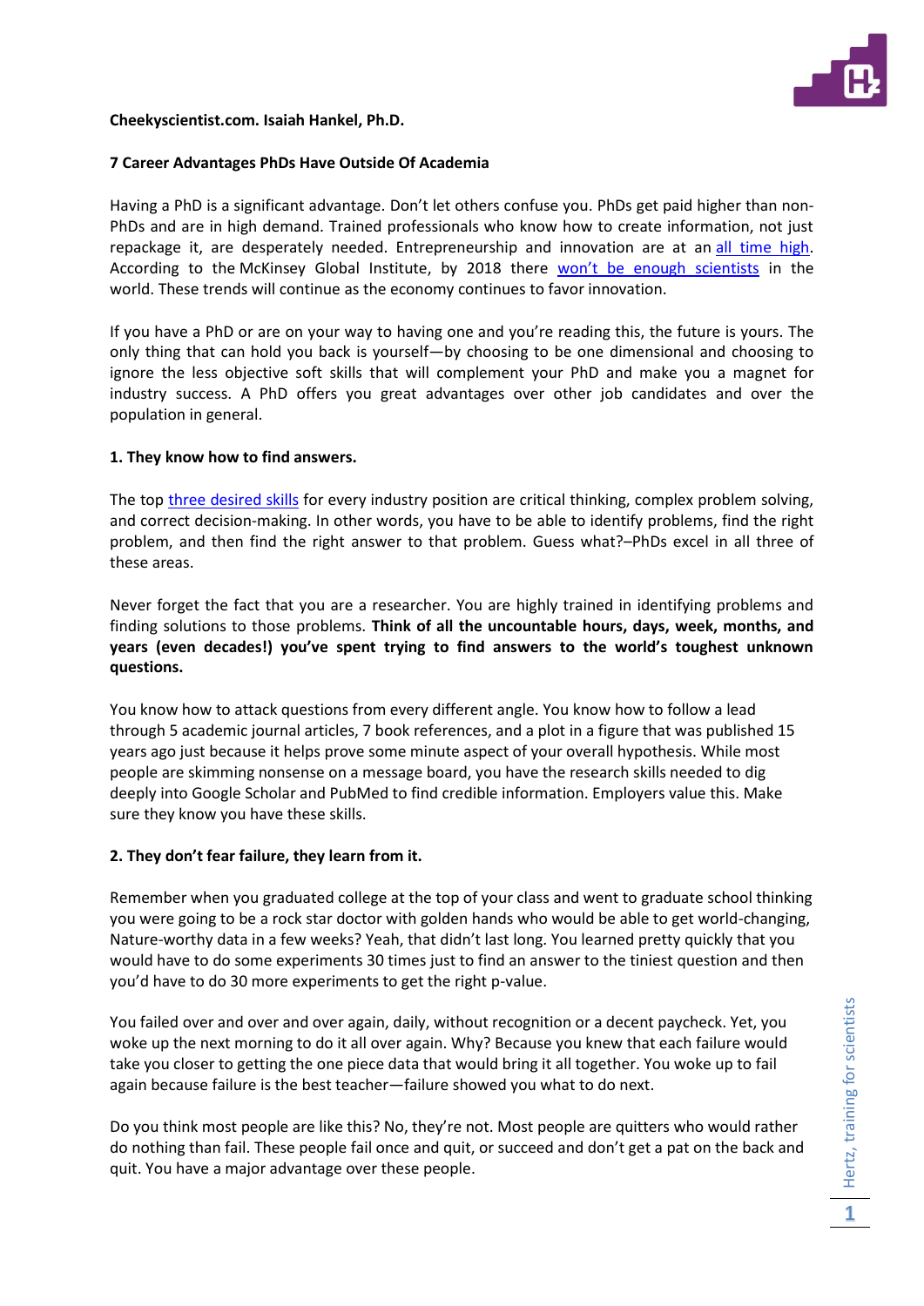**Cheekyscientist.com. Isaiah Hankel, Ph.D.**

**7 Career Advantages PhDs Have Outside Of Academia**

Having a PhD is a significant advantage. Don't let others confuse you. PhDs get paid higher than non-PhDs and are in high demand. Trained professionals who know how to create information, not just repackage it, are desperately needed. Entrepreneurship and innovation are at an all time high. According to the McKinsey Global Institute, by 2018 there won't be enough scientists in the world. These trends will continue as the economy continues to favor innovation.

If you have a PhD or are on your way to having one and you're reading this, the future is yours. The only thing that can hold you back is yourself—by choosing to be one dimensional and choosing to ignore the less objective soft skills that will complement your PhD and make you a magnet for industry success. A PhD offers you great advantages over other job candidates and over the population in general.

**1. They know how to find answers.**

The top three desired skills for every industry position are critical thinking, complex problem solving, and correct decision-making. In other words, you have to be able to identify problems, find the right problem, and then find the right answer to that problem. Guess what?–PhDs excel in all three of these areas.

Never forget the fact that you are a researcher. You are highly trained in identifying problems and finding solutions to those problems. **Think of all the uncountable hours, days, week, months, and years (even decades!) you've spent trying to find answers to the world's toughest unknown questions.**

You know how to attack questions from every different angle. You know how to follow a lead through 5 academic journal articles, 7 book references, and a plot in a figure that was published 15 years ago just because it helps prove some minute aspect of your overall hypothesis. While most people are skimming nonsense on a message board, you have the research skills needed to dig deeply into Google Scholar and PubMed to find credible information. Employers value this. Make sure they know you have these skills.

**2. They don't fear failure, they learn from it.**

Remember when you graduated college at the top of your class and went to graduate school thinking you were going to be a rock star doctor with golden hands who would be able to get world-changing, Nature-worthy data in a few weeks? Yeah, that didn't last long. You learned pretty quickly that you would have to do some experiments 30 times just to find an answer to the tiniest question and then you'd have to do 30 more experiments to get the right p-value.

You failed over and over and over again, daily, without recognition or a decent paycheck. Yet, you woke up the next morning to do it all over again. Why? Because you knew that each failure would take you closer to getting the one piece data that would bring it all together. You woke up to fail again because failure is the best teacher—failure showed you what to do next.

Do you think most people are like this? No, they're not. Most people are quitters who would rather do nothing than fail. These people fail once and quit, or succeed and don't get a pat on the back and quit. You have a major advantage over these people.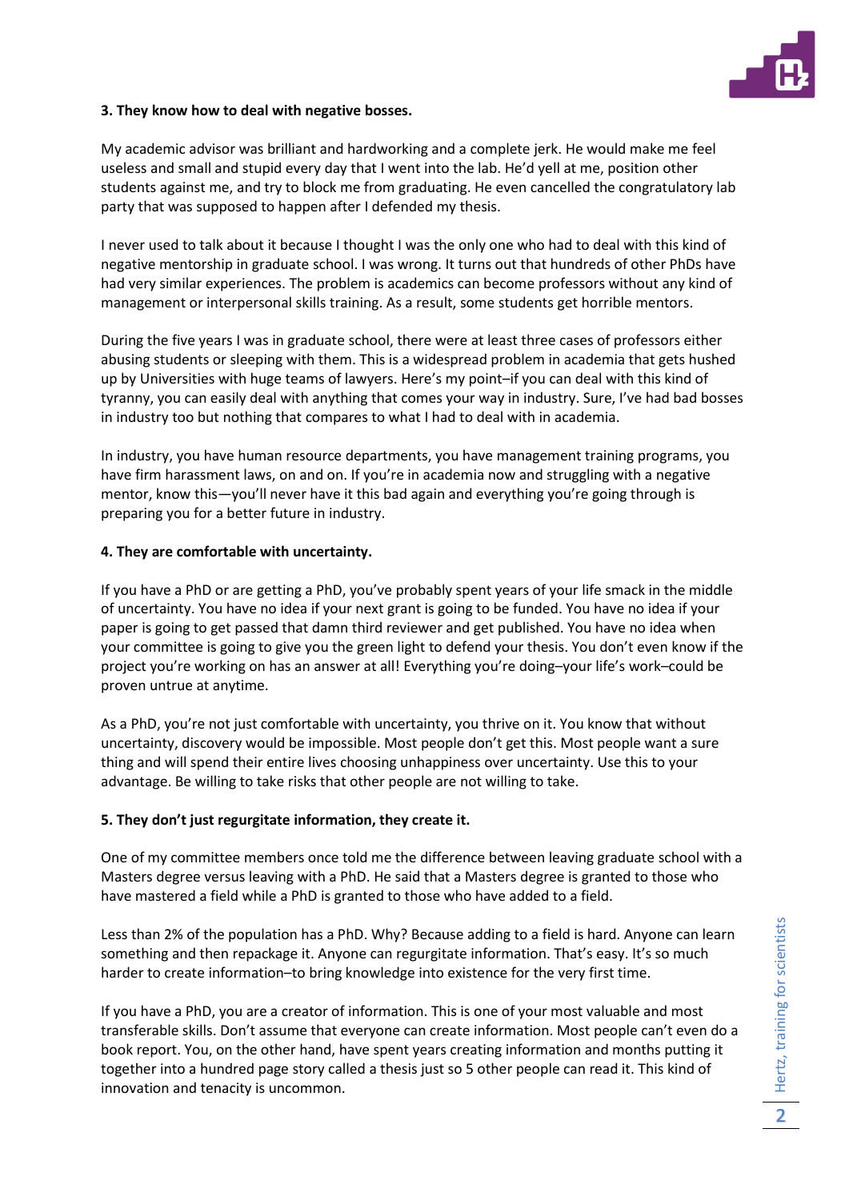**3. They know how to deal with negative bosses.**

My academic advisor was brilliant and hardworking and a complete jerk. He would make me feel useless and small and stupid every day that I went into the lab. He'd yell at me, position other students against me, and try to block me from graduating. He even cancelled the congratulatory lab party that was supposed to happen after I defended my thesis.

I never used to talk about it because I thought I was the only one who had to deal with this kind of negative mentorship in graduate school. I was wrong. It turns out that hundreds of other PhDs have had very similar experiences. The problem is academics can become professors without any kind of management or interpersonal skills training. As a result, some students get horrible mentors.

During the five years I was in graduate school, there were at least three cases of professors either abusing students or sleeping with them. This is a widespread problem in academia that gets hushed up by Universities with huge teams of lawyers. Here's my point–if you can deal with this kind of tyranny, you can easily deal with anything that comes your way in industry. Sure, I've had bad bosses in industry too but nothing that compares to what I had to deal with in academia.

In industry, you have human resource departments, you have management training programs, you have firm harassment laws, on and on. If you're in academia now and struggling with a negative mentor, know this—you'll never have it this bad again and everything you're going through is preparing you for a better future in industry.

**4. They are comfortable with uncertainty.**

If you have a PhD or are getting a PhD, you've probably spent years of your life smack in the middle of uncertainty. You have no idea if your next grant is going to be funded. You have no idea if your paper is going to get passed that damn third reviewer and get published. You have no idea when your committee is going to give you the green light to defend your thesis. You don't even know if the project you're working on has an answer at all! Everything you're doing–your life's work–could be proven untrue at anytime.

As a PhD, you're not just comfortable with uncertainty, you thrive on it. You know that without uncertainty, discovery would be impossible. Most people don't get this. Most people want a sure thing and will spend their entire lives choosing unhappiness over uncertainty. Use this to your advantage. Be willing to take risks that other people are not willing to take.

**5. They don't just regurgitate information, they create it.**

One of my committee members once told me the difference between leaving graduate school with a Masters degree versus leaving with a PhD. He said that a Masters degree is granted to those who have mastered a field while a PhD is granted to those who have added to a field.

Less than 2% of the population has a PhD. Why? Because adding to a field is hard. Anyone can learn something and then repackage it. Anyone can regurgitate information. That's easy. It's so much harder to create information–to bring knowledge into existence for the very first time.

If you have a PhD, you are a creator of information. This is one of your most valuable and most transferable skills. Don't assume that everyone can create information. Most people can't even do a book report. You, on the other hand, have spent years creating information and months putting it together into a hundred page story called a thesis just so 5 other people can read it. This kind of innovation and tenacity is uncommon.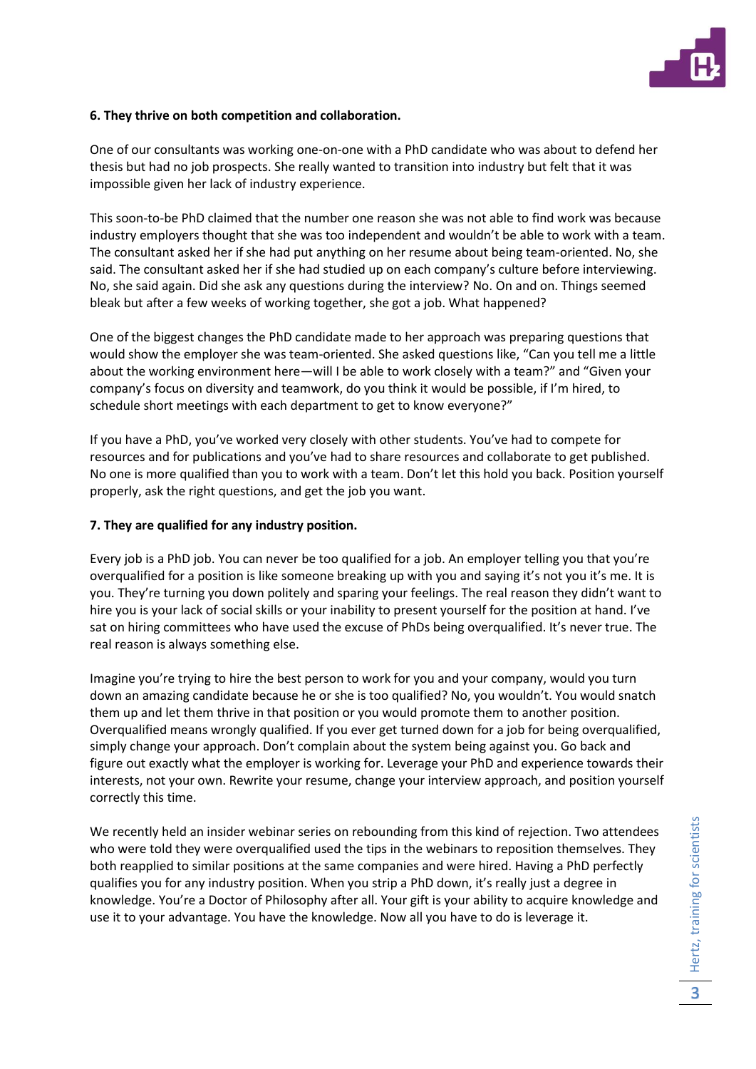**6. They thrive on both competition and collaboration.**

One of our consultants was working one-on-one with a PhD candidate who was about to defend her thesis but had no job prospects. She really wanted to transition into industry but felt that it was impossible given her lack of industry experience.

This soon-to-be PhD claimed that the number one reason she was not able to find work was because industry employers thought that she was too independent and wouldn't be able to work with a team. The consultant asked her if she had put anything on her resume about being team-oriented. No, she said. The consultant asked her if she had studied up on each company's culture before interviewing. No, she said again. Did she ask any questions during the interview? No. On and on. Things seemed bleak but after a few weeks of working together, she got a job. What happened?

One of the biggest changes the PhD candidate made to her approach was preparing questions that would show the employer she was team-oriented. She asked questions like, "Can you tell me a little about the working environment here—will I be able to work closely with a team?" and "Given your company's focus on diversity and teamwork, do you think it would be possible, if I'm hired, to schedule short meetings with each department to get to know everyone?"

If you have a PhD, you've worked very closely with other students. You've had to compete for resources and for publications and you've had to share resources and collaborate to get published. No one is more qualified than you to work with a team. Don't let this hold you back. Position yourself properly, ask the right questions, and get the job you want.

**7. They are qualified for any industry position.**

Every job is a PhD job. You can never be too qualified for a job. An employer telling you that you're overqualified for a position is like someone breaking up with you and saying it's not you it's me. It is you. They're turning you down politely and sparing your feelings. The real reason they didn't want to hire you is your lack of social skills or your inability to present yourself for the position at hand. I've sat on hiring committees who have used the excuse of PhDs being overqualified. It's never true. The real reason is always something else.

Imagine you're trying to hire the best person to work for you and your company, would you turn down an amazing candidate because he or she is too qualified? No, you wouldn't. You would snatch them up and let them thrive in that position or you would promote them to another position. Overqualified means wrongly qualified. If you ever get turned down for a job for being overqualified, simply change your approach. Don't complain about the system being against you. Go back and figure out exactly what the employer is working for. Leverage your PhD and experience towards their interests, not your own. Rewrite your resume, change your interview approach, and position yourself correctly this time.

We recently held an insider webinar series on rebounding from this kind of rejection. Two attendees who were told they were overqualified used the tips in the webinars to reposition themselves. They both reapplied to similar positions at the same companies and were hired. Having a PhD perfectly qualifies you for any industry position. When you strip a PhD down, it's really just a degree in knowledge. You're a Doctor of Philosophy after all. Your gift is your ability to acquire knowledge and use it to your advantage. You have the knowledge. Now all you have to do is leverage it.